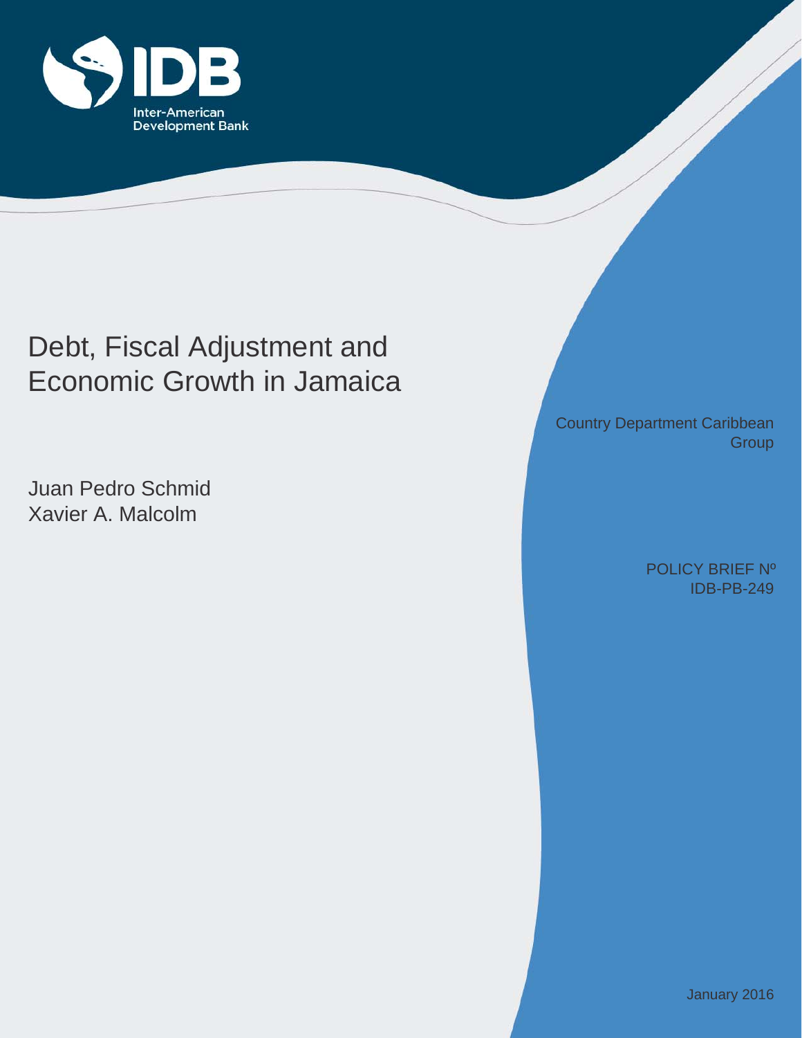IDB

Inter-American Development Bank

# Debt, Fiscal Adjustment and Economic Growth in Jamaica

Juan Pedro Schmid
Xavier A. Malcolm

Country Department Caribbean Group

POLICY BRIEF Nº IDB-PB-249

January 2016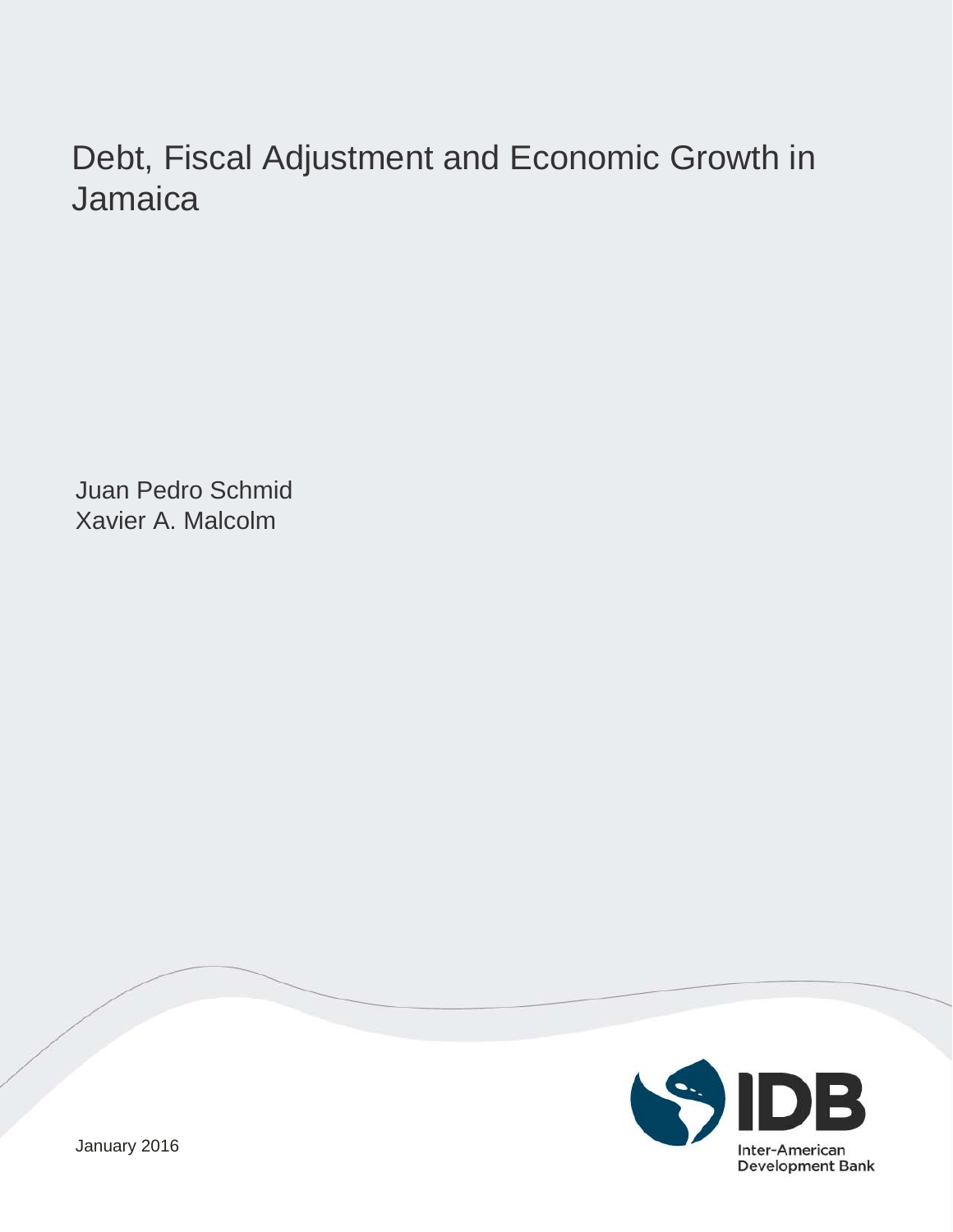# Debt, Fiscal Adjustment and Economic Growth in Jamaica

Juan Pedro Schmid
Xavier A. Malcolm

Inter-American Development Bank

January 2016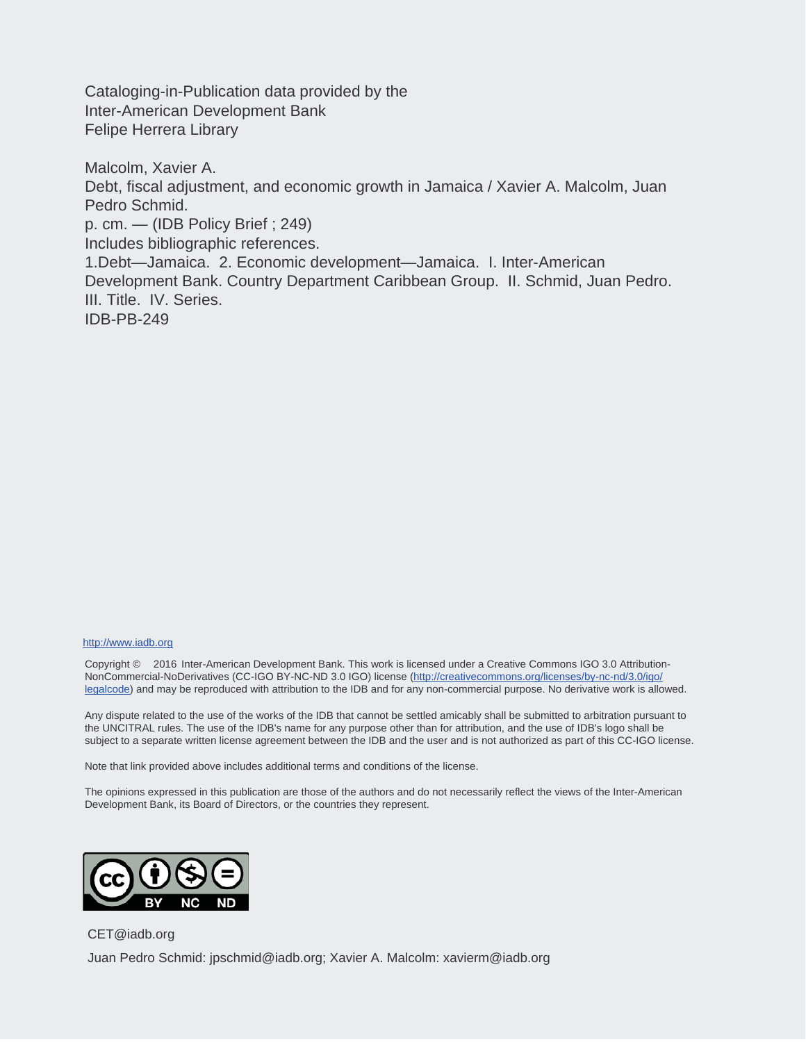Cataloging-in-Publication data provided by the
Inter-American Development Bank
Felipe Herrera Library

Malcolm, Xavier A.
Debt, fiscal adjustment, and economic growth in Jamaica / Xavier A. Malcolm, Juan Pedro Schmid.
p. cm. — (IDB Policy Brief ; 249)
Includes bibliographic references.
1.Debt—Jamaica. 2. Economic development—Jamaica. I. Inter-American Development Bank. Country Department Caribbean Group. II. Schmid, Juan Pedro. III. Title. IV. Series.
IDB-PB-249

http://www.iadb.org

Copyright © 2016 Inter-American Development Bank. This work is licensed under a Creative Commons IGO 3.0 Attribution-NonCommercial-NoDerivatives (CC-IGO BY-NC-ND 3.0 IGO) license (http://creativecommons.org/licenses/by-nc-nd/3.0/igo/legalcode) and may be reproduced with attribution to the IDB and for any non-commercial purpose. No derivative work is allowed.

Any dispute related to the use of the works of the IDB that cannot be settled amicably shall be submitted to arbitration pursuant to the UNCITRAL rules. The use of the IDB's name for any purpose other than for attribution, and the use of IDB's logo shall be subject to a separate written license agreement between the IDB and the user and is not authorized as part of this CC-IGO license.

Note that link provided above includes additional terms and conditions of the license.

The opinions expressed in this publication are those of the authors and do not necessarily reflect the views of the Inter-American Development Bank, its Board of Directors, or the countries they represent.

CET@iadb.org

Juan Pedro Schmid: jpschmid@iadb.org; Xavier A. Malcolm: xavierm@iadb.org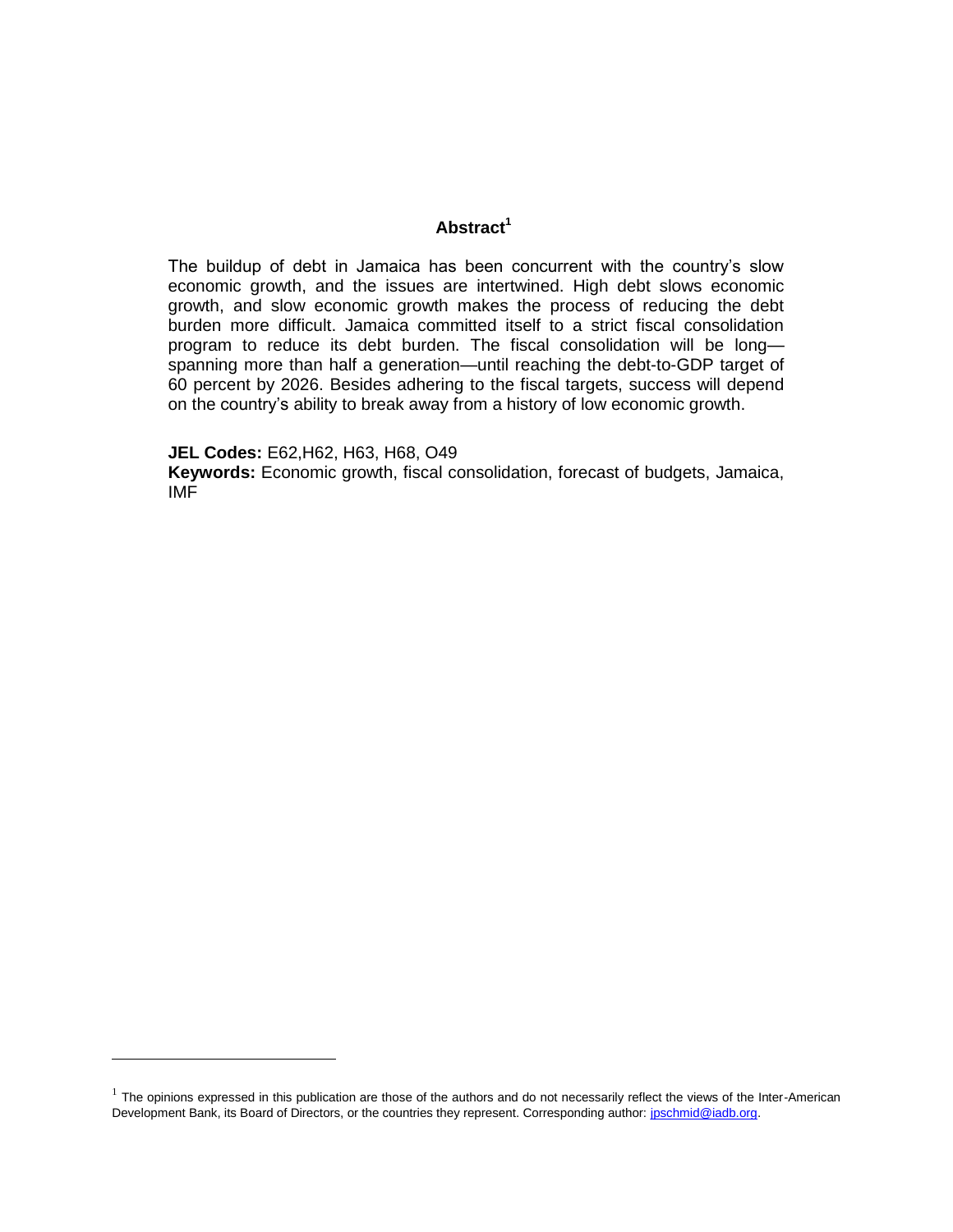## Abstract[1]

The buildup of debt in Jamaica has been concurrent with the country's slow economic growth, and the issues are intertwined. High debt slows economic growth, and slow economic growth makes the process of reducing the debt burden more difficult. Jamaica committed itself to a strict fiscal consolidation program to reduce its debt burden. The fiscal consolidation will be long—spanning more than half a generation—until reaching the debt-to-GDP target of 60 percent by 2026. Besides adhering to the fiscal targets, success will depend on the country's ability to break away from a history of low economic growth.

**JEL Codes:** E62,H62, H63, H68, O49
**Keywords:** Economic growth, fiscal consolidation, forecast of budgets, Jamaica, IMF

---

[1] The opinions expressed in this publication are those of the authors and do not necessarily reflect the views of the Inter-American Development Bank, its Board of Directors, or the countries they represent. Corresponding author: jpschmid@iadb.org.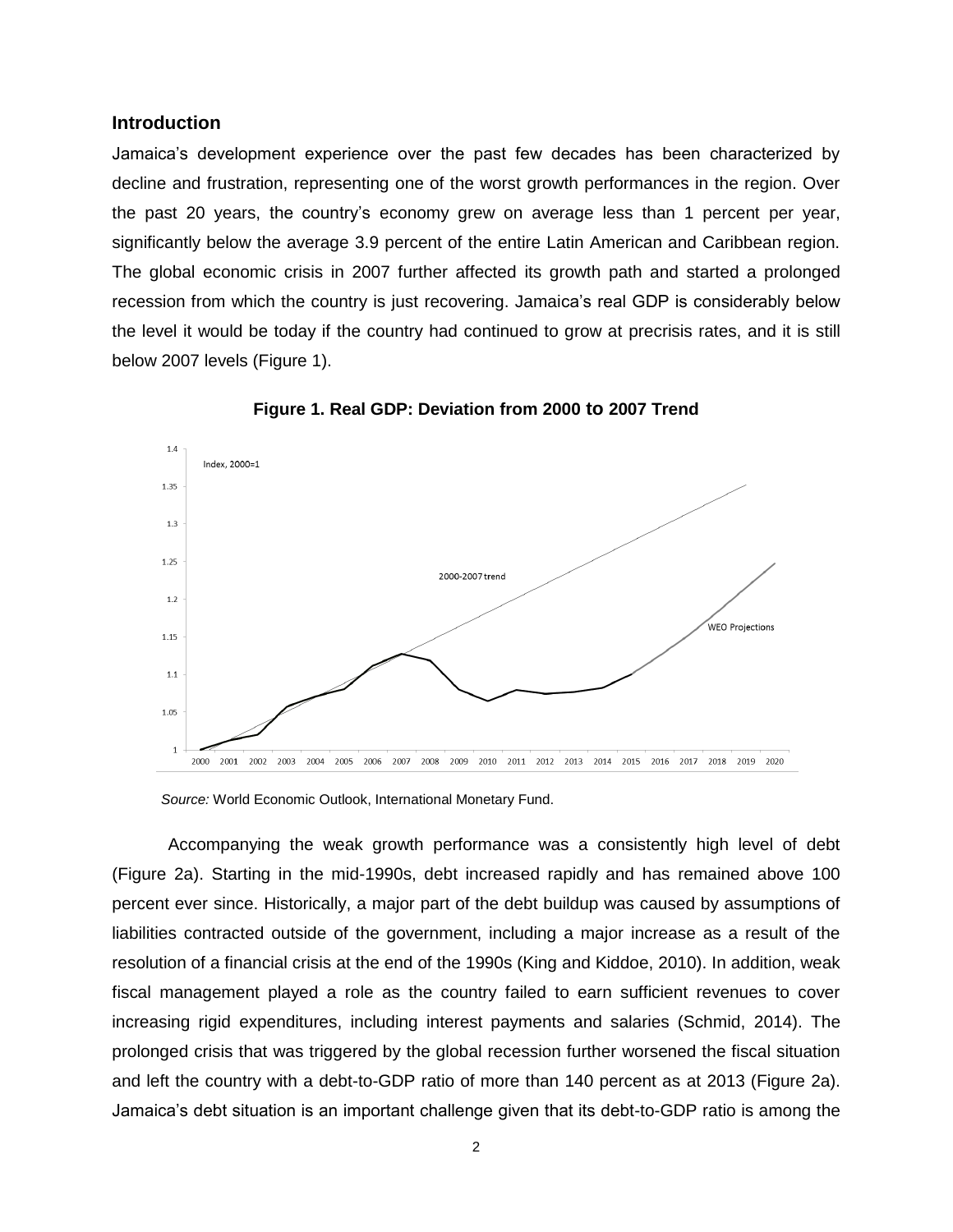## Introduction

Jamaica's development experience over the past few decades has been characterized by decline and frustration, representing one of the worst growth performances in the region. Over the past 20 years, the country's economy grew on average less than 1 percent per year, significantly below the average 3.9 percent of the entire Latin American and Caribbean region. The global economic crisis in 2007 further affected its growth path and started a prolonged recession from which the country is just recovering. Jamaica's real GDP is considerably below the level it would be today if the country had continued to grow at precrisis rates, and it is still below 2007 levels (Figure 1).

**Figure 1. Real GDP: Deviation from 2000 to 2007 Trend**

*Source:* World Economic Outlook, International Monetary Fund.

Accompanying the weak growth performance was a consistently high level of debt (Figure 2a). Starting in the mid-1990s, debt increased rapidly and has remained above 100 percent ever since. Historically, a major part of the debt buildup was caused by assumptions of liabilities contracted outside of the government, including a major increase as a result of the resolution of a financial crisis at the end of the 1990s (King and Kiddoe, 2010). In addition, weak fiscal management played a role as the country failed to earn sufficient revenues to cover increasing rigid expenditures, including interest payments and salaries (Schmid, 2014). The prolonged crisis that was triggered by the global recession further worsened the fiscal situation and left the country with a debt-to-GDP ratio of more than 140 percent as at 2013 (Figure 2a). Jamaica's debt situation is an important challenge given that its debt-to-GDP ratio is among the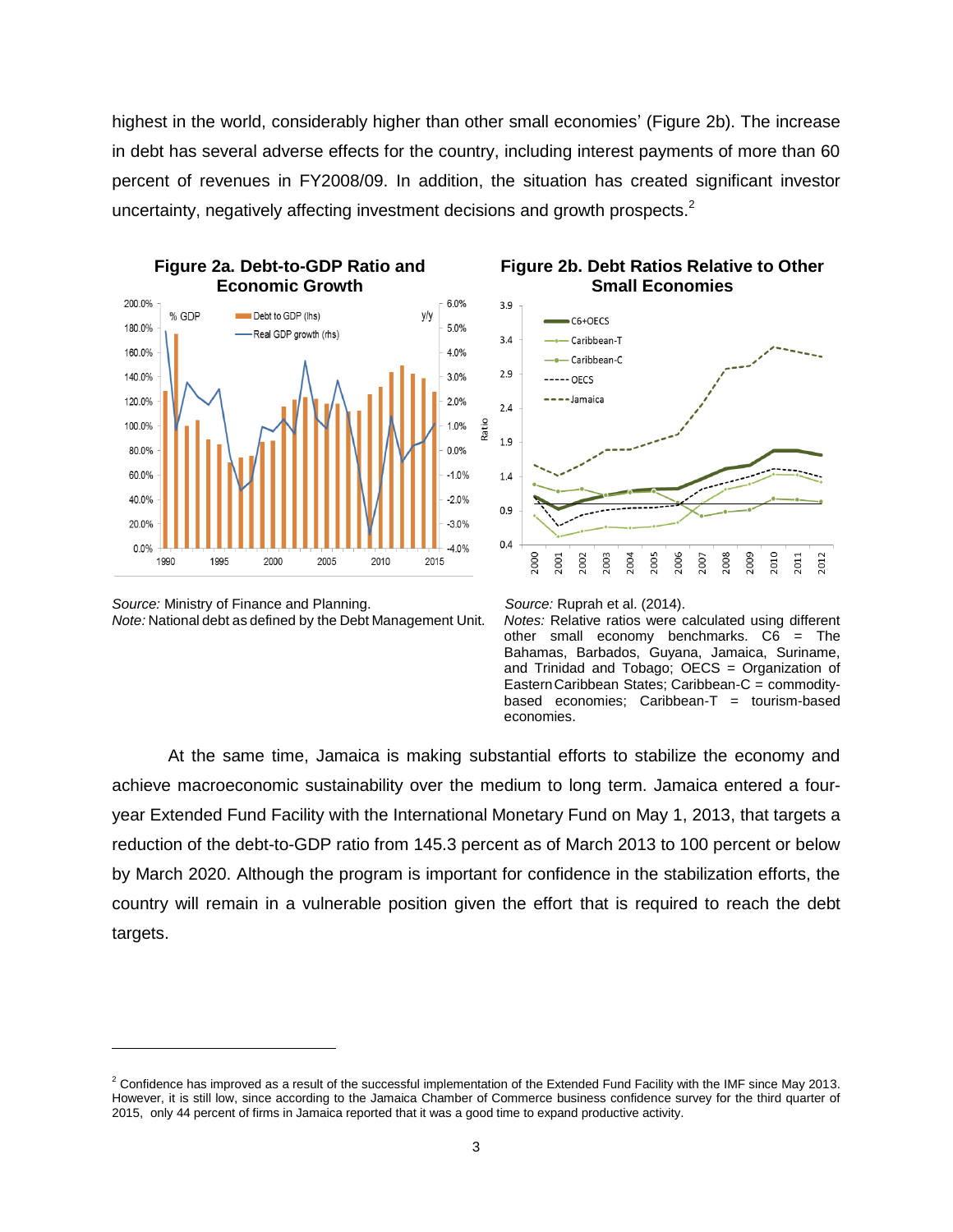highest in the world, considerably higher than other small economies' (Figure 2b). The increase in debt has several adverse effects for the country, including interest payments of more than 60 percent of revenues in FY2008/09. In addition, the situation has created significant investor uncertainty, negatively affecting investment decisions and growth prospects.[2]

**Figure 2a. Debt-to-GDP Ratio and Economic Growth**

*Source:* Ministry of Finance and Planning.
*Note:* National debt as defined by the Debt Management Unit.

**Figure 2b. Debt Ratios Relative to Other Small Economies**

*Source:* Ruprah et al. (2014).
*Notes:* Relative ratios were calculated using different other small economy benchmarks. C6 = The Bahamas, Barbados, Guyana, Jamaica, Suriname, and Trinidad and Tobago; OECS = Organization of Eastern Caribbean States; Caribbean-C = commodity-based economies; Caribbean-T = tourism-based economies.

At the same time, Jamaica is making substantial efforts to stabilize the economy and achieve macroeconomic sustainability over the medium to long term. Jamaica entered a four-year Extended Fund Facility with the International Monetary Fund on May 1, 2013, that targets a reduction of the debt-to-GDP ratio from 145.3 percent as of March 2013 to 100 percent or below by March 2020. Although the program is important for confidence in the stabilization efforts, the country will remain in a vulnerable position given the effort that is required to reach the debt targets.

---

[2] Confidence has improved as a result of the successful implementation of the Extended Fund Facility with the IMF since May 2013. However, it is still low, since according to the Jamaica Chamber of Commerce business confidence survey for the third quarter of 2015, only 44 percent of firms in Jamaica reported that it was a good time to expand productive activity.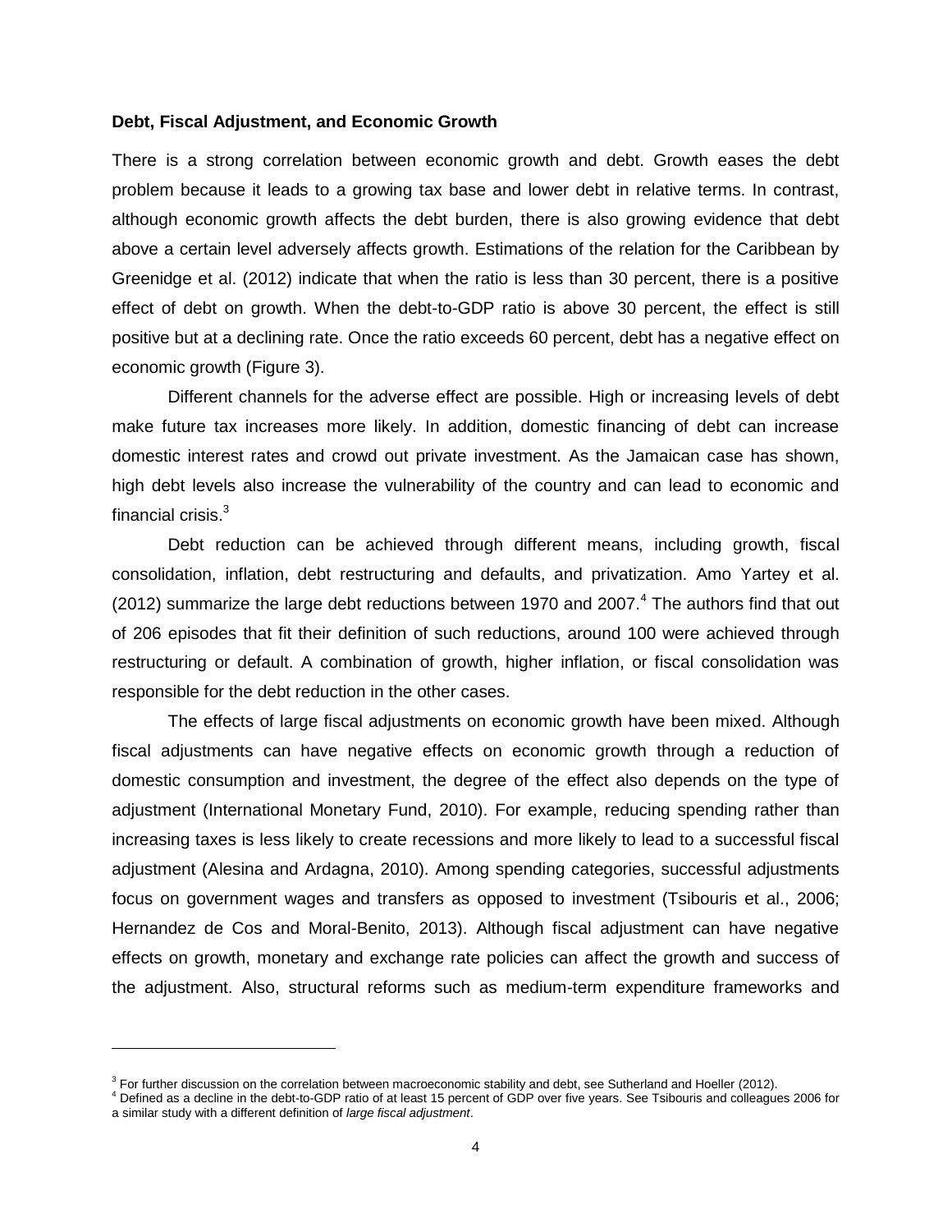**Debt, Fiscal Adjustment, and Economic Growth**

There is a strong correlation between economic growth and debt. Growth eases the debt problem because it leads to a growing tax base and lower debt in relative terms. In contrast, although economic growth affects the debt burden, there is also growing evidence that debt above a certain level adversely affects growth. Estimations of the relation for the Caribbean by Greenidge et al. (2012) indicate that when the ratio is less than 30 percent, there is a positive effect of debt on growth. When the debt-to-GDP ratio is above 30 percent, the effect is still positive but at a declining rate. Once the ratio exceeds 60 percent, debt has a negative effect on economic growth (Figure 3).

Different channels for the adverse effect are possible. High or increasing levels of debt make future tax increases more likely. In addition, domestic financing of debt can increase domestic interest rates and crowd out private investment. As the Jamaican case has shown, high debt levels also increase the vulnerability of the country and can lead to economic and financial crisis.[3]

Debt reduction can be achieved through different means, including growth, fiscal consolidation, inflation, debt restructuring and defaults, and privatization. Amo Yartey et al. (2012) summarize the large debt reductions between 1970 and 2007.[4] The authors find that out of 206 episodes that fit their definition of such reductions, around 100 were achieved through restructuring or default. A combination of growth, higher inflation, or fiscal consolidation was responsible for the debt reduction in the other cases.

The effects of large fiscal adjustments on economic growth have been mixed. Although fiscal adjustments can have negative effects on economic growth through a reduction of domestic consumption and investment, the degree of the effect also depends on the type of adjustment (International Monetary Fund, 2010). For example, reducing spending rather than increasing taxes is less likely to create recessions and more likely to lead to a successful fiscal adjustment (Alesina and Ardagna, 2010). Among spending categories, successful adjustments focus on government wages and transfers as opposed to investment (Tsibouris et al., 2006; Hernandez de Cos and Moral-Benito, 2013). Although fiscal adjustment can have negative effects on growth, monetary and exchange rate policies can affect the growth and success of the adjustment. Also, structural reforms such as medium-term expenditure frameworks and

---

[3] For further discussion on the correlation between macroeconomic stability and debt, see Sutherland and Hoeller (2012).

[4] Defined as a decline in the debt-to-GDP ratio of at least 15 percent of GDP over five years. See Tsibouris and colleagues 2006 for a similar study with a different definition of *large fiscal adjustment*.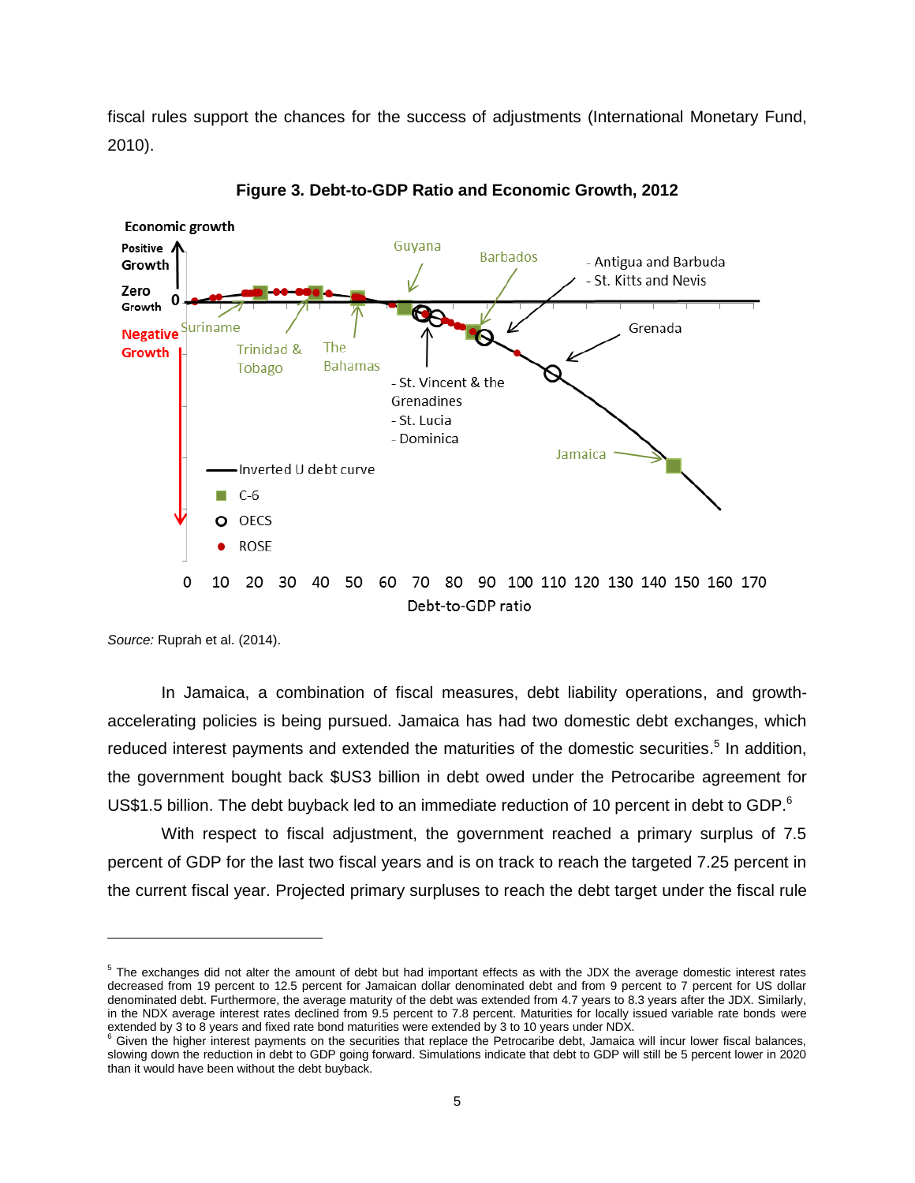fiscal rules support the chances for the success of adjustments (International Monetary Fund, 2010).

**Figure 3. Debt-to-GDP Ratio and Economic Growth, 2012**

*Source:* Ruprah et al. (2014).

In Jamaica, a combination of fiscal measures, debt liability operations, and growth-accelerating policies is being pursued. Jamaica has had two domestic debt exchanges, which reduced interest payments and extended the maturities of the domestic securities.[5] In addition, the government bought back $US3 billion in debt owed under the Petrocaribe agreement for US$1.5 billion. The debt buyback led to an immediate reduction of 10 percent in debt to GDP.[6]

With respect to fiscal adjustment, the government reached a primary surplus of 7.5 percent of GDP for the last two fiscal years and is on track to reach the targeted 7.25 percent in the current fiscal year. Projected primary surpluses to reach the debt target under the fiscal rule

---

[5] The exchanges did not alter the amount of debt but had important effects as with the JDX the average domestic interest rates decreased from 19 percent to 12.5 percent for Jamaican dollar denominated debt and from 9 percent to 7 percent for US dollar denominated debt. Furthermore, the average maturity of the debt was extended from 4.7 years to 8.3 years after the JDX. Similarly, in the NDX average interest rates declined from 9.5 percent to 7.8 percent. Maturities for locally issued variable rate bonds were extended by 3 to 8 years and fixed rate bond maturities were extended by 3 to 10 years under NDX.

[6] Given the higher interest payments on the securities that replace the Petrocaribe debt, Jamaica will incur lower fiscal balances, slowing down the reduction in debt to GDP going forward. Simulations indicate that debt to GDP will still be 5 percent lower in 2020 than it would have been without the debt buyback.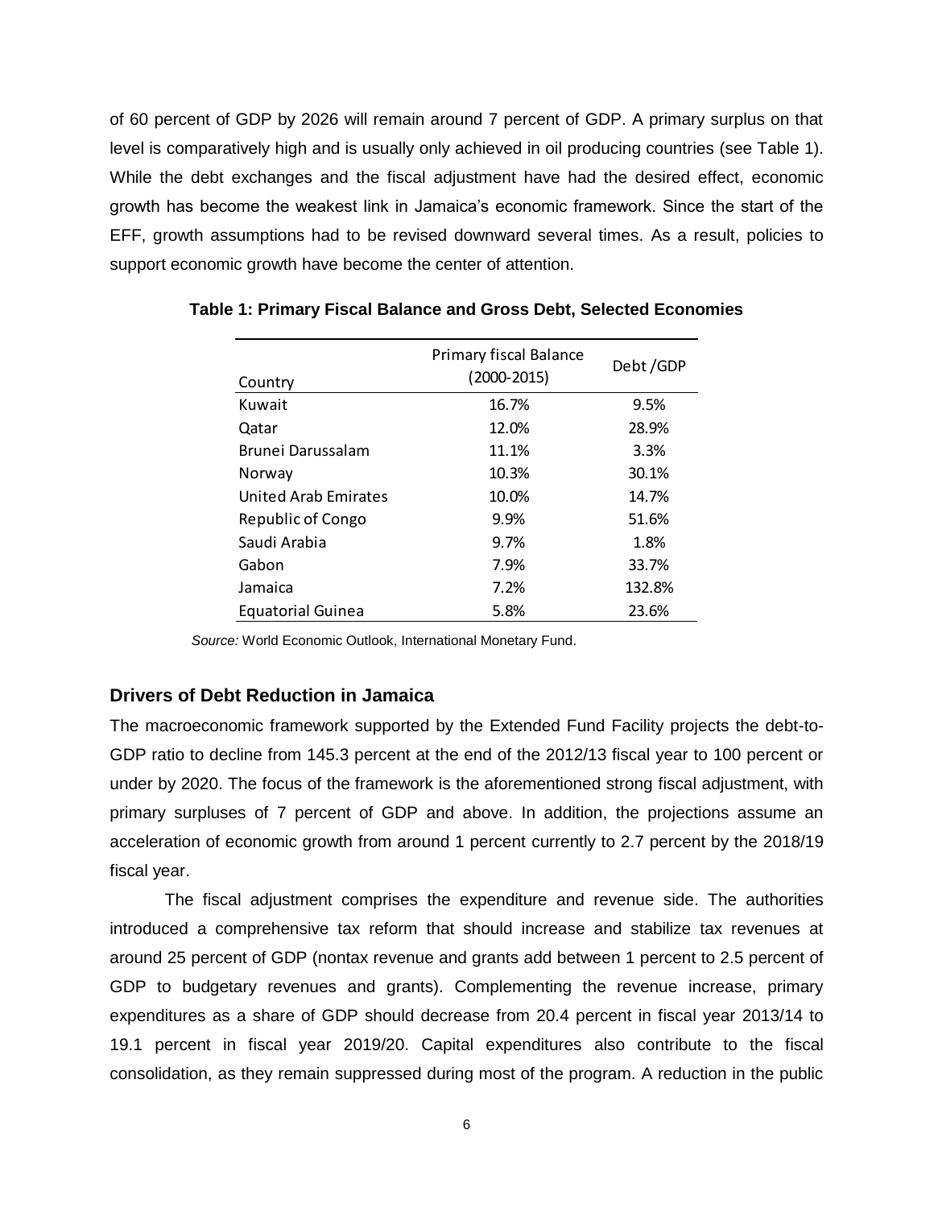of 60 percent of GDP by 2026 will remain around 7 percent of GDP. A primary surplus on that level is comparatively high and is usually only achieved in oil producing countries (see Table 1). While the debt exchanges and the fiscal adjustment have had the desired effect, economic growth has become the weakest link in Jamaica's economic framework. Since the start of the EFF, growth assumptions had to be revised downward several times. As a result, policies to support economic growth have become the center of attention.

**Table 1: Primary Fiscal Balance and Gross Debt, Selected Economies**

| Country | Primary fiscal Balance (2000-2015) | Debt /GDP |
|---|---|---|
| Kuwait | 16.7% | 9.5% |
| Qatar | 12.0% | 28.9% |
| Brunei Darussalam | 11.1% | 3.3% |
| Norway | 10.3% | 30.1% |
| United Arab Emirates | 10.0% | 14.7% |
| Republic of Congo | 9.9% | 51.6% |
| Saudi Arabia | 9.7% | 1.8% |
| Gabon | 7.9% | 33.7% |
| Jamaica | 7.2% | 132.8% |
| Equatorial Guinea | 5.8% | 23.6% |

*Source:* World Economic Outlook, International Monetary Fund.

## Drivers of Debt Reduction in Jamaica

The macroeconomic framework supported by the Extended Fund Facility projects the debt-to-GDP ratio to decline from 145.3 percent at the end of the 2012/13 fiscal year to 100 percent or under by 2020. The focus of the framework is the aforementioned strong fiscal adjustment, with primary surpluses of 7 percent of GDP and above. In addition, the projections assume an acceleration of economic growth from around 1 percent currently to 2.7 percent by the 2018/19 fiscal year.

The fiscal adjustment comprises the expenditure and revenue side. The authorities introduced a comprehensive tax reform that should increase and stabilize tax revenues at around 25 percent of GDP (nontax revenue and grants add between 1 percent to 2.5 percent of GDP to budgetary revenues and grants). Complementing the revenue increase, primary expenditures as a share of GDP should decrease from 20.4 percent in fiscal year 2013/14 to 19.1 percent in fiscal year 2019/20. Capital expenditures also contribute to the fiscal consolidation, as they remain suppressed during most of the program. A reduction in the public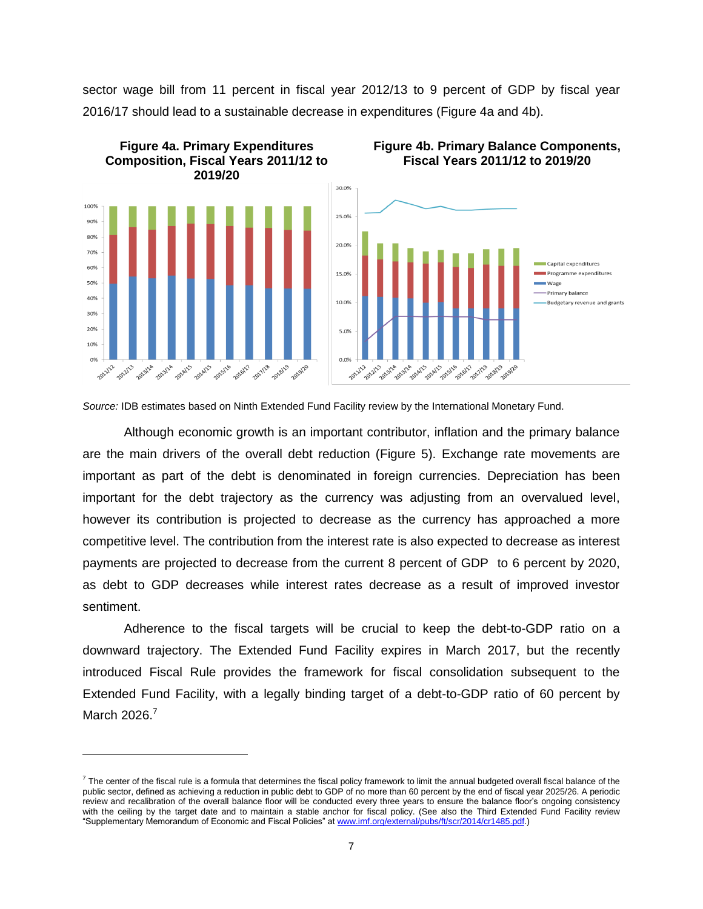sector wage bill from 11 percent in fiscal year 2012/13 to 9 percent of GDP by fiscal year 2016/17 should lead to a sustainable decrease in expenditures (Figure 4a and 4b).

**Figure 4a. Primary Expenditures Composition, Fiscal Years 2011/12 to 2019/20**

**Figure 4b. Primary Balance Components, Fiscal Years 2011/12 to 2019/20**

*Source:* IDB estimates based on Ninth Extended Fund Facility review by the International Monetary Fund.

Although economic growth is an important contributor, inflation and the primary balance are the main drivers of the overall debt reduction (Figure 5). Exchange rate movements are important as part of the debt is denominated in foreign currencies. Depreciation has been important for the debt trajectory as the currency was adjusting from an overvalued level, however its contribution is projected to decrease as the currency has approached a more competitive level. The contribution from the interest rate is also expected to decrease as interest payments are projected to decrease from the current 8 percent of GDP to 6 percent by 2020, as debt to GDP decreases while interest rates decrease as a result of improved investor sentiment.

Adherence to the fiscal targets will be crucial to keep the debt-to-GDP ratio on a downward trajectory. The Extended Fund Facility expires in March 2017, but the recently introduced Fiscal Rule provides the framework for fiscal consolidation subsequent to the Extended Fund Facility, with a legally binding target of a debt-to-GDP ratio of 60 percent by March 2026.[7]

---

[7] The center of the fiscal rule is a formula that determines the fiscal policy framework to limit the annual budgeted overall fiscal balance of the public sector, defined as achieving a reduction in public debt to GDP of no more than 60 percent by the end of fiscal year 2025/26. A periodic review and recalibration of the overall balance floor will be conducted every three years to ensure the balance floor's ongoing consistency with the ceiling by the target date and to maintain a stable anchor for fiscal policy. (See also the Third Extended Fund Facility review "Supplementary Memorandum of Economic and Fiscal Policies" at www.imf.org/external/pubs/ft/scr/2014/cr1485.pdf.)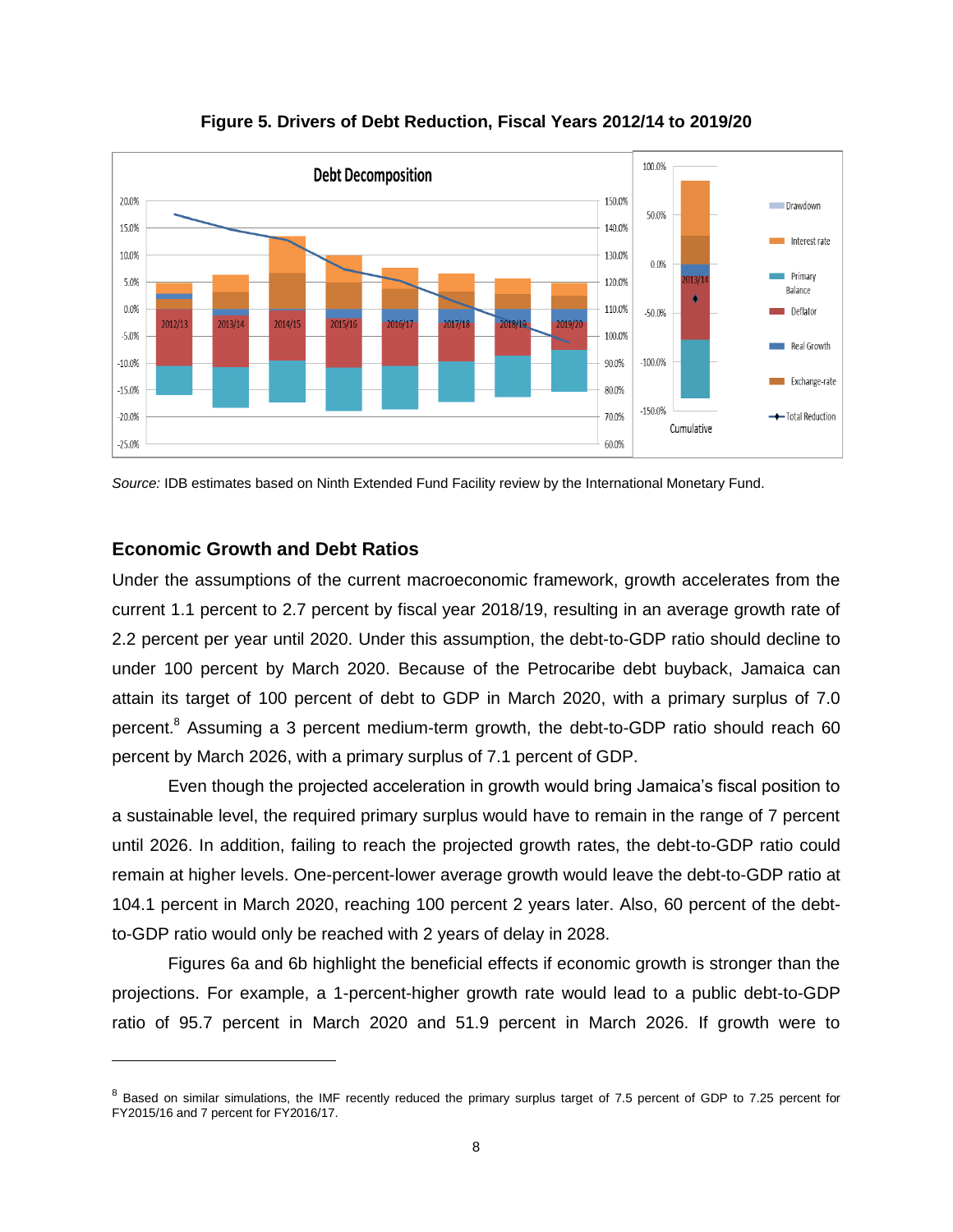**Figure 5. Drivers of Debt Reduction, Fiscal Years 2012/14 to 2019/20**

*Source:* IDB estimates based on Ninth Extended Fund Facility review by the International Monetary Fund.

### Economic Growth and Debt Ratios

Under the assumptions of the current macroeconomic framework, growth accelerates from the current 1.1 percent to 2.7 percent by fiscal year 2018/19, resulting in an average growth rate of 2.2 percent per year until 2020. Under this assumption, the debt-to-GDP ratio should decline to under 100 percent by March 2020. Because of the Petrocaribe debt buyback, Jamaica can attain its target of 100 percent of debt to GDP in March 2020, with a primary surplus of 7.0 percent.[8] Assuming a 3 percent medium-term growth, the debt-to-GDP ratio should reach 60 percent by March 2026, with a primary surplus of 7.1 percent of GDP.

Even though the projected acceleration in growth would bring Jamaica's fiscal position to a sustainable level, the required primary surplus would have to remain in the range of 7 percent until 2026. In addition, failing to reach the projected growth rates, the debt-to-GDP ratio could remain at higher levels. One-percent-lower average growth would leave the debt-to-GDP ratio at 104.1 percent in March 2020, reaching 100 percent 2 years later. Also, 60 percent of the debt-to-GDP ratio would only be reached with 2 years of delay in 2028.

Figures 6a and 6b highlight the beneficial effects if economic growth is stronger than the projections. For example, a 1-percent-higher growth rate would lead to a public debt-to-GDP ratio of 95.7 percent in March 2020 and 51.9 percent in March 2026. If growth were to

---

[8] Based on similar simulations, the IMF recently reduced the primary surplus target of 7.5 percent of GDP to 7.25 percent for FY2015/16 and 7 percent for FY2016/17.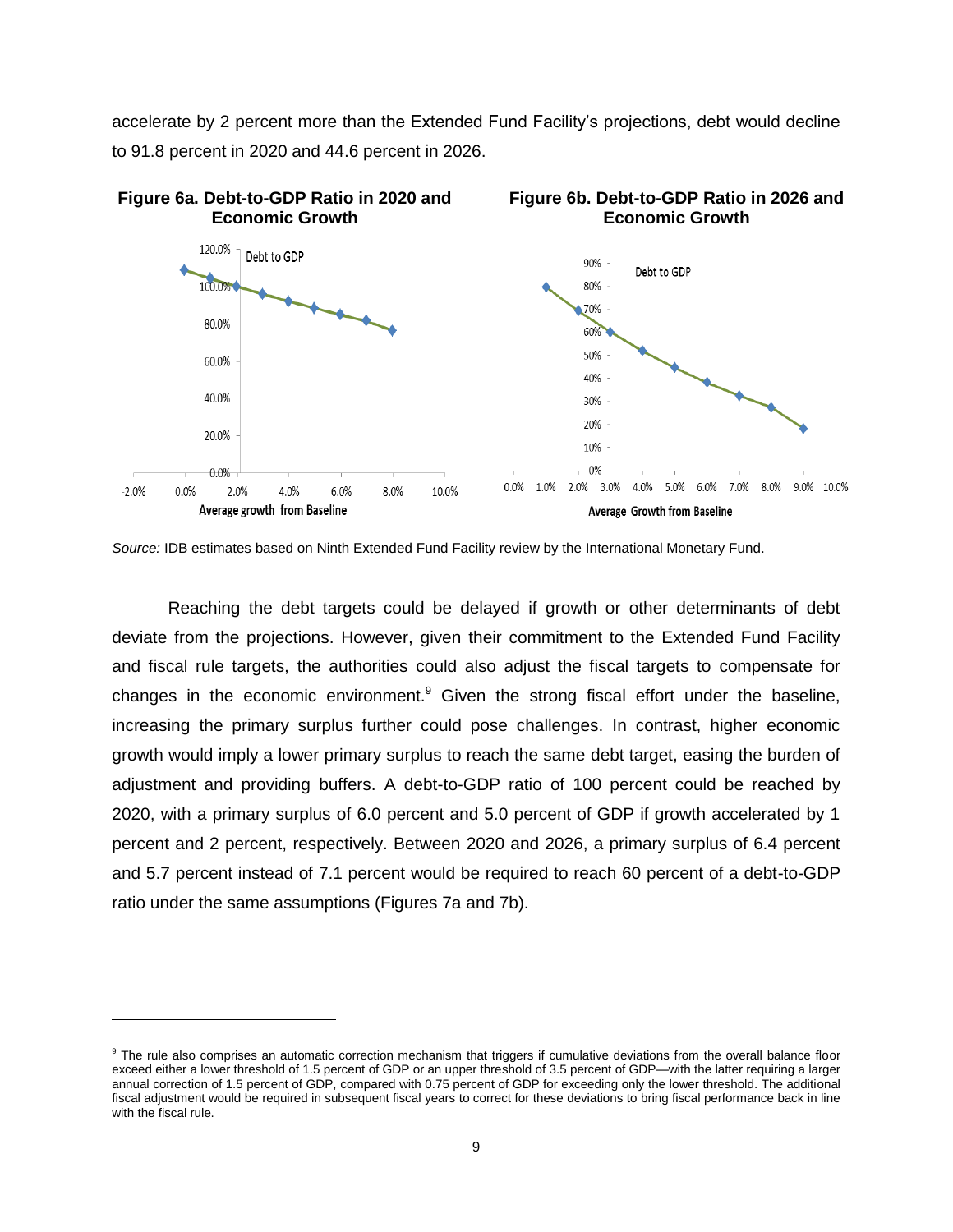accelerate by 2 percent more than the Extended Fund Facility's projections, debt would decline to 91.8 percent in 2020 and 44.6 percent in 2026.

**Figure 6a. Debt-to-GDP Ratio in 2020 and Economic Growth**

**Figure 6b. Debt-to-GDP Ratio in 2026 and Economic Growth**

*Source:* IDB estimates based on Ninth Extended Fund Facility review by the International Monetary Fund.

Reaching the debt targets could be delayed if growth or other determinants of debt deviate from the projections. However, given their commitment to the Extended Fund Facility and fiscal rule targets, the authorities could also adjust the fiscal targets to compensate for changes in the economic environment.[9] Given the strong fiscal effort under the baseline, increasing the primary surplus further could pose challenges. In contrast, higher economic growth would imply a lower primary surplus to reach the same debt target, easing the burden of adjustment and providing buffers. A debt-to-GDP ratio of 100 percent could be reached by 2020, with a primary surplus of 6.0 percent and 5.0 percent of GDP if growth accelerated by 1 percent and 2 percent, respectively. Between 2020 and 2026, a primary surplus of 6.4 percent and 5.7 percent instead of 7.1 percent would be required to reach 60 percent of a debt-to-GDP ratio under the same assumptions (Figures 7a and 7b).

[9] The rule also comprises an automatic correction mechanism that triggers if cumulative deviations from the overall balance floor exceed either a lower threshold of 1.5 percent of GDP or an upper threshold of 3.5 percent of GDP—with the latter requiring a larger annual correction of 1.5 percent of GDP, compared with 0.75 percent of GDP for exceeding only the lower threshold. The additional fiscal adjustment would be required in subsequent fiscal years to correct for these deviations to bring fiscal performance back in line with the fiscal rule.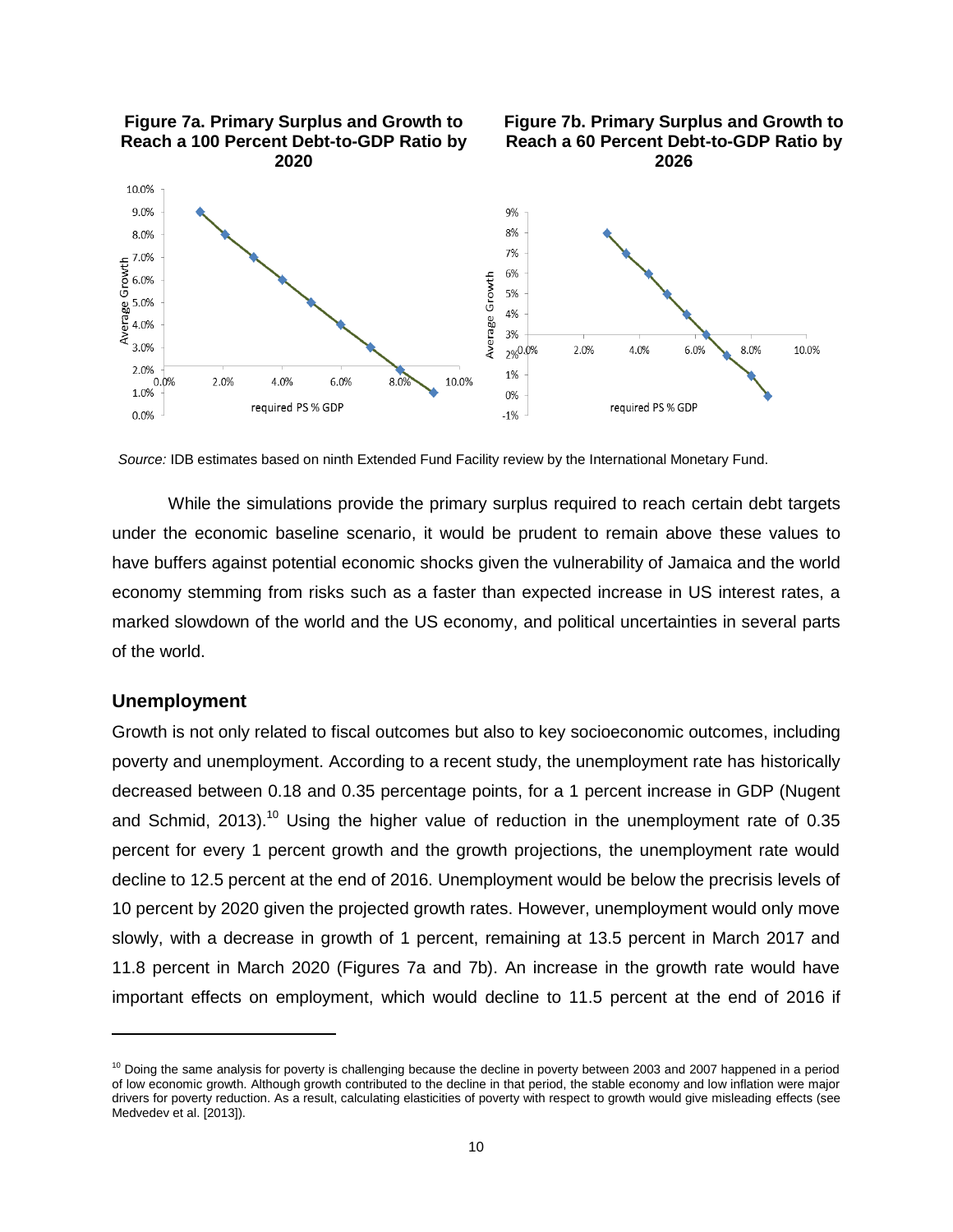**Figure 7a. Primary Surplus and Growth to Reach a 100 Percent Debt-to-GDP Ratio by 2020**

**Figure 7b. Primary Surplus and Growth to Reach a 60 Percent Debt-to-GDP Ratio by 2026**

*Source:* IDB estimates based on ninth Extended Fund Facility review by the International Monetary Fund.

While the simulations provide the primary surplus required to reach certain debt targets under the economic baseline scenario, it would be prudent to remain above these values to have buffers against potential economic shocks given the vulnerability of Jamaica and the world economy stemming from risks such as a faster than expected increase in US interest rates, a marked slowdown of the world and the US economy, and political uncertainties in several parts of the world.

## Unemployment

Growth is not only related to fiscal outcomes but also to key socioeconomic outcomes, including poverty and unemployment. According to a recent study, the unemployment rate has historically decreased between 0.18 and 0.35 percentage points, for a 1 percent increase in GDP (Nugent and Schmid, 2013).[10] Using the higher value of reduction in the unemployment rate of 0.35 percent for every 1 percent growth and the growth projections, the unemployment rate would decline to 12.5 percent at the end of 2016. Unemployment would be below the precrisis levels of 10 percent by 2020 given the projected growth rates. However, unemployment would only move slowly, with a decrease in growth of 1 percent, remaining at 13.5 percent in March 2017 and 11.8 percent in March 2020 (Figures 7a and 7b). An increase in the growth rate would have important effects on employment, which would decline to 11.5 percent at the end of 2016 if

[10] Doing the same analysis for poverty is challenging because the decline in poverty between 2003 and 2007 happened in a period of low economic growth. Although growth contributed to the decline in that period, the stable economy and low inflation were major drivers for poverty reduction. As a result, calculating elasticities of poverty with respect to growth would give misleading effects (see Medvedev et al. [2013]).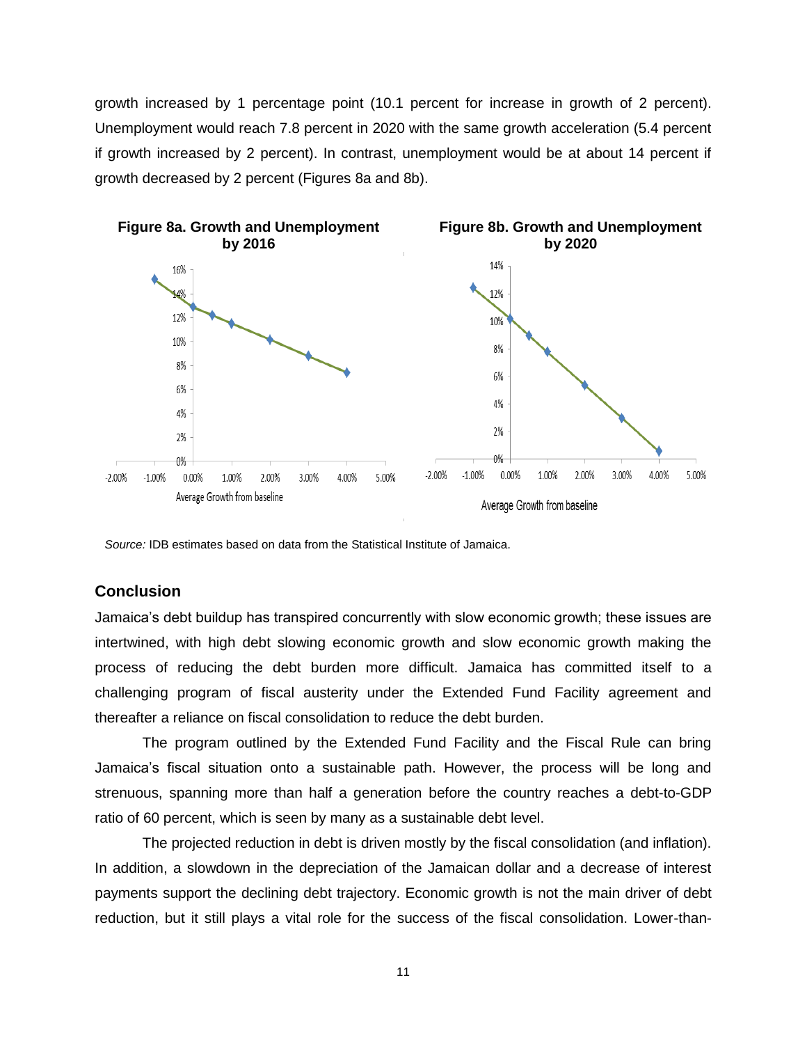growth increased by 1 percentage point (10.1 percent for increase in growth of 2 percent). Unemployment would reach 7.8 percent in 2020 with the same growth acceleration (5.4 percent if growth increased by 2 percent). In contrast, unemployment would be at about 14 percent if growth decreased by 2 percent (Figures 8a and 8b).

**Figure 8a. Growth and Unemployment by 2016**

**Figure 8b. Growth and Unemployment by 2020**

*Source:* IDB estimates based on data from the Statistical Institute of Jamaica.

## Conclusion

Jamaica's debt buildup has transpired concurrently with slow economic growth; these issues are intertwined, with high debt slowing economic growth and slow economic growth making the process of reducing the debt burden more difficult. Jamaica has committed itself to a challenging program of fiscal austerity under the Extended Fund Facility agreement and thereafter a reliance on fiscal consolidation to reduce the debt burden.

The program outlined by the Extended Fund Facility and the Fiscal Rule can bring Jamaica's fiscal situation onto a sustainable path. However, the process will be long and strenuous, spanning more than half a generation before the country reaches a debt-to-GDP ratio of 60 percent, which is seen by many as a sustainable debt level.

The projected reduction in debt is driven mostly by the fiscal consolidation (and inflation). In addition, a slowdown in the depreciation of the Jamaican dollar and a decrease of interest payments support the declining debt trajectory. Economic growth is not the main driver of debt reduction, but it still plays a vital role for the success of the fiscal consolidation. Lower-than-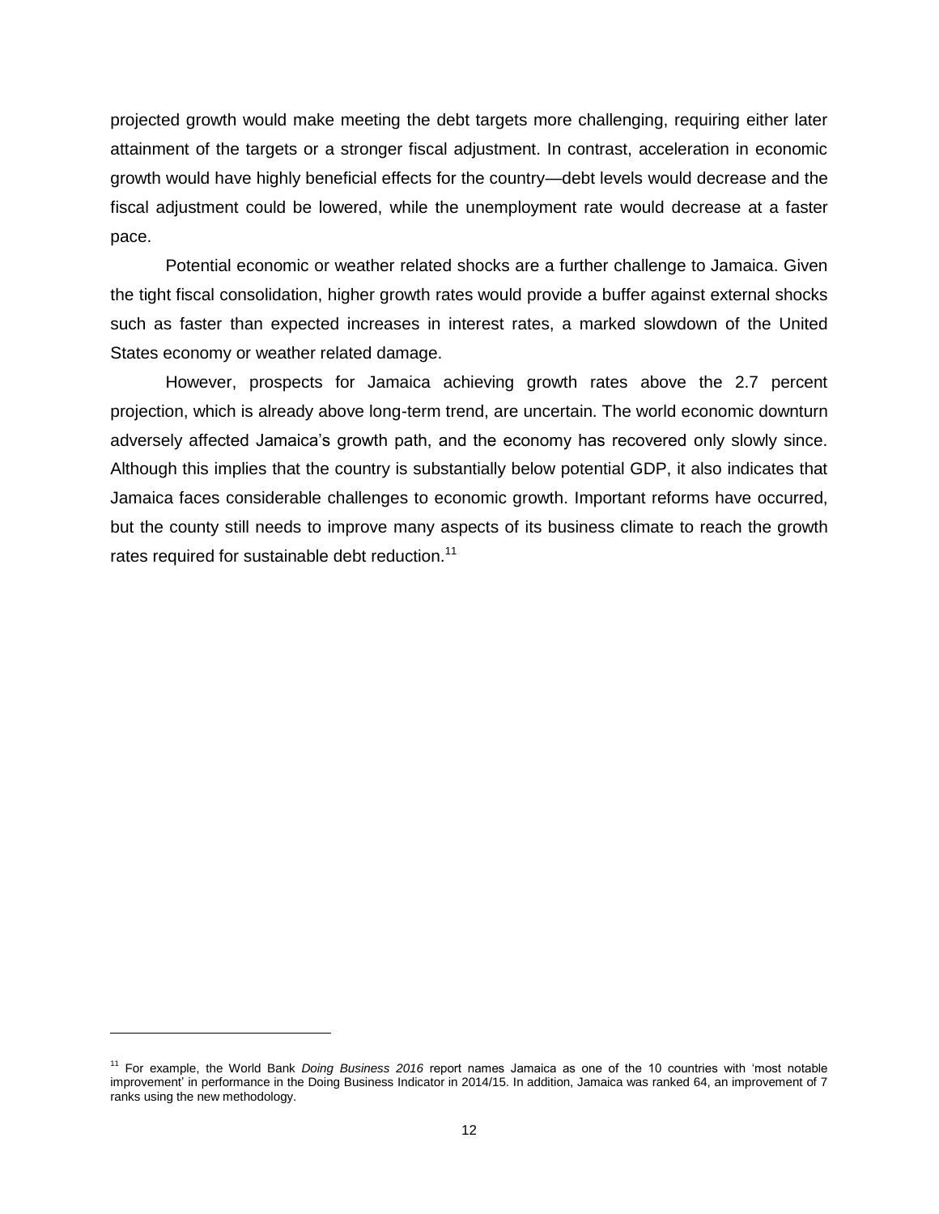projected growth would make meeting the debt targets more challenging, requiring either later attainment of the targets or a stronger fiscal adjustment. In contrast, acceleration in economic growth would have highly beneficial effects for the country—debt levels would decrease and the fiscal adjustment could be lowered, while the unemployment rate would decrease at a faster pace.

Potential economic or weather related shocks are a further challenge to Jamaica. Given the tight fiscal consolidation, higher growth rates would provide a buffer against external shocks such as faster than expected increases in interest rates, a marked slowdown of the United States economy or weather related damage.

However, prospects for Jamaica achieving growth rates above the 2.7 percent projection, which is already above long-term trend, are uncertain. The world economic downturn adversely affected Jamaica's growth path, and the economy has recovered only slowly since. Although this implies that the country is substantially below potential GDP, it also indicates that Jamaica faces considerable challenges to economic growth. Important reforms have occurred, but the county still needs to improve many aspects of its business climate to reach the growth rates required for sustainable debt reduction.[11]

---

[11] For example, the World Bank *Doing Business 2016* report names Jamaica as one of the 10 countries with 'most notable improvement' in performance in the Doing Business Indicator in 2014/15. In addition, Jamaica was ranked 64, an improvement of 7 ranks using the new methodology.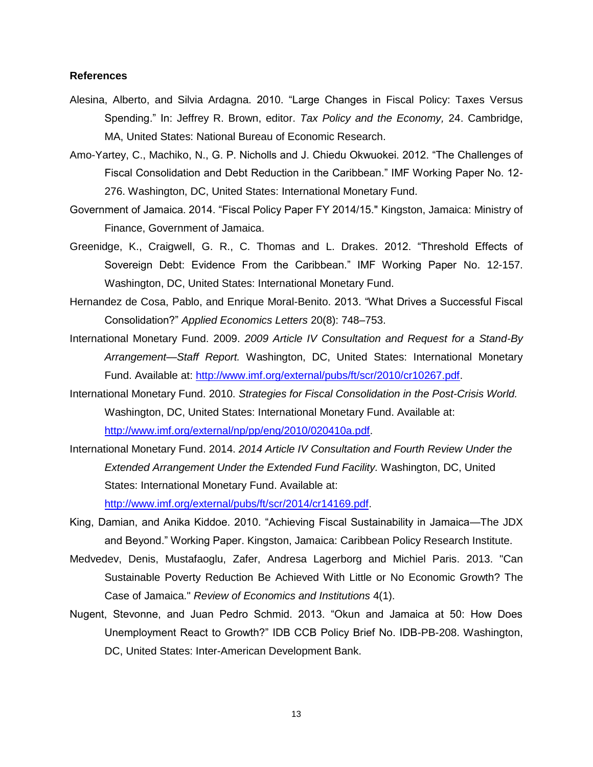**References**

Alesina, Alberto, and Silvia Ardagna. 2010. "Large Changes in Fiscal Policy: Taxes Versus Spending." In: Jeffrey R. Brown, editor. *Tax Policy and the Economy,* 24. Cambridge, MA, United States: National Bureau of Economic Research.

Amo-Yartey, C., Machiko, N., G. P. Nicholls and J. Chiedu Okwuokei. 2012. "The Challenges of Fiscal Consolidation and Debt Reduction in the Caribbean." IMF Working Paper No. 12-276. Washington, DC, United States: International Monetary Fund.

Government of Jamaica. 2014. "Fiscal Policy Paper FY 2014/15." Kingston, Jamaica: Ministry of Finance, Government of Jamaica.

Greenidge, K., Craigwell, G. R., C. Thomas and L. Drakes. 2012. "Threshold Effects of Sovereign Debt: Evidence From the Caribbean." IMF Working Paper No. 12-157. Washington, DC, United States: International Monetary Fund.

Hernandez de Cosa, Pablo, and Enrique Moral-Benito. 2013. "What Drives a Successful Fiscal Consolidation?" *Applied Economics Letters* 20(8): 748–753.

International Monetary Fund. 2009. *2009 Article IV Consultation and Request for a Stand-By Arrangement—Staff Report.* Washington, DC, United States: International Monetary Fund. Available at: http://www.imf.org/external/pubs/ft/scr/2010/cr10267.pdf.

International Monetary Fund. 2010. *Strategies for Fiscal Consolidation in the Post-Crisis World.* Washington, DC, United States: International Monetary Fund. Available at: http://www.imf.org/external/np/pp/eng/2010/020410a.pdf.

International Monetary Fund. 2014. *2014 Article IV Consultation and Fourth Review Under the Extended Arrangement Under the Extended Fund Facility.* Washington, DC, United States: International Monetary Fund. Available at: http://www.imf.org/external/pubs/ft/scr/2014/cr14169.pdf.

King, Damian, and Anika Kiddoe. 2010. "Achieving Fiscal Sustainability in Jamaica—The JDX and Beyond." Working Paper. Kingston, Jamaica: Caribbean Policy Research Institute.

Medvedev, Denis, Mustafaoglu, Zafer, Andresa Lagerborg and Michiel Paris. 2013. "Can Sustainable Poverty Reduction Be Achieved With Little or No Economic Growth? The Case of Jamaica." *Review of Economics and Institutions* 4(1).

Nugent, Stevonne, and Juan Pedro Schmid. 2013. "Okun and Jamaica at 50: How Does Unemployment React to Growth?" IDB CCB Policy Brief No. IDB-PB-208. Washington, DC, United States: Inter-American Development Bank.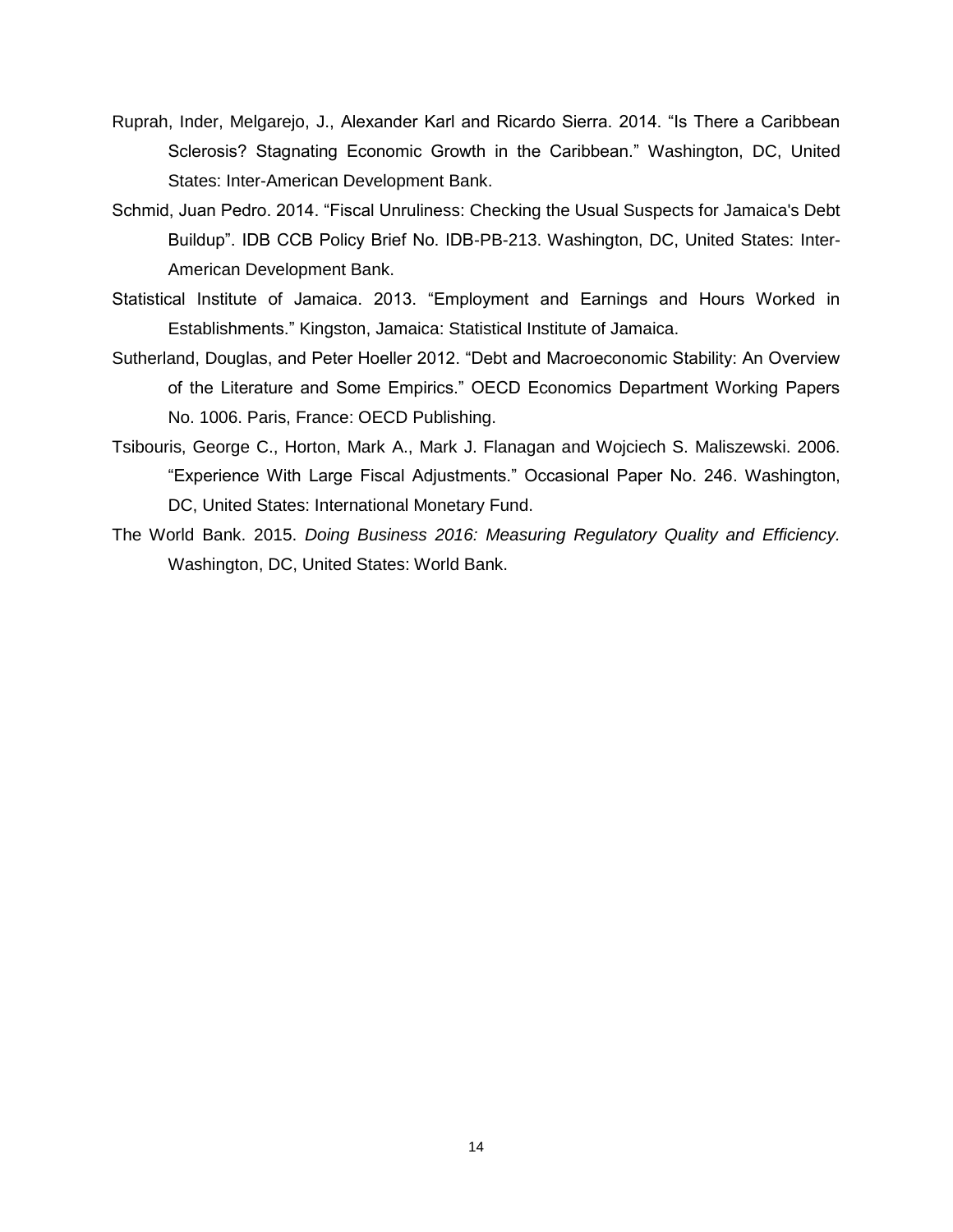Ruprah, Inder, Melgarejo, J., Alexander Karl and Ricardo Sierra. 2014. "Is There a Caribbean Sclerosis? Stagnating Economic Growth in the Caribbean." Washington, DC, United States: Inter-American Development Bank.

Schmid, Juan Pedro. 2014. "Fiscal Unruliness: Checking the Usual Suspects for Jamaica's Debt Buildup". IDB CCB Policy Brief No. IDB-PB-213. Washington, DC, United States: Inter-American Development Bank.

Statistical Institute of Jamaica. 2013. "Employment and Earnings and Hours Worked in Establishments." Kingston, Jamaica: Statistical Institute of Jamaica.

Sutherland, Douglas, and Peter Hoeller 2012. "Debt and Macroeconomic Stability: An Overview of the Literature and Some Empirics." OECD Economics Department Working Papers No. 1006. Paris, France: OECD Publishing.

Tsibouris, George C., Horton, Mark A., Mark J. Flanagan and Wojciech S. Maliszewski. 2006. "Experience With Large Fiscal Adjustments." Occasional Paper No. 246. Washington, DC, United States: International Monetary Fund.

The World Bank. 2015. *Doing Business 2016: Measuring Regulatory Quality and Efficiency*. Washington, DC, United States: World Bank.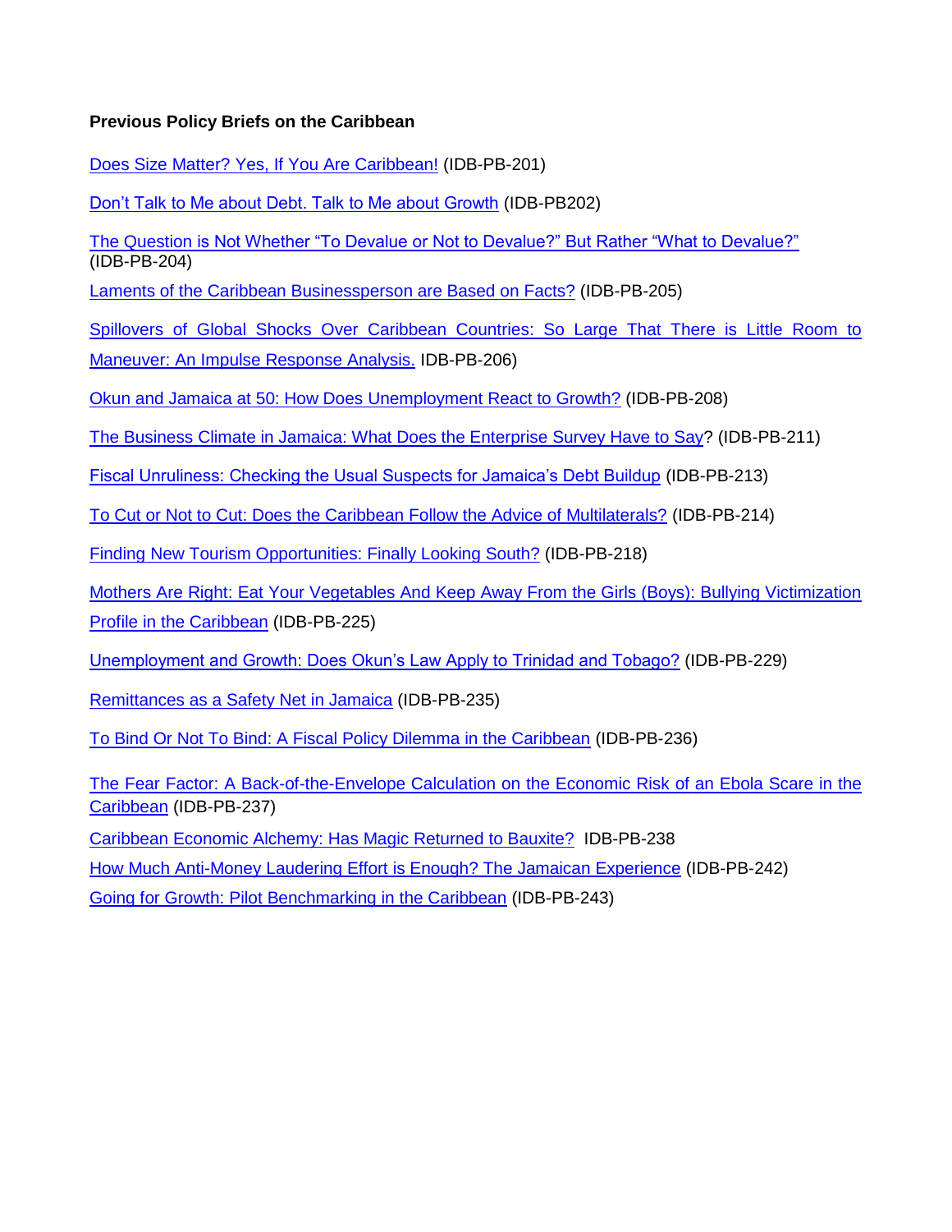**Previous Policy Briefs on the Caribbean**

Does Size Matter? Yes, If You Are Caribbean! (IDB-PB-201)

Don't Talk to Me about Debt. Talk to Me about Growth (IDB-PB202)

The Question is Not Whether "To Devalue or Not to Devalue?" But Rather "What to Devalue?" (IDB-PB-204)

Laments of the Caribbean Businessperson are Based on Facts? (IDB-PB-205)

Spillovers of Global Shocks Over Caribbean Countries: So Large That There is Little Room to Maneuver: An Impulse Response Analysis. IDB-PB-206)

Okun and Jamaica at 50: How Does Unemployment React to Growth? (IDB-PB-208)

The Business Climate in Jamaica: What Does the Enterprise Survey Have to Say? (IDB-PB-211)

Fiscal Unruliness: Checking the Usual Suspects for Jamaica's Debt Buildup (IDB-PB-213)

To Cut or Not to Cut: Does the Caribbean Follow the Advice of Multilaterals? (IDB-PB-214)

Finding New Tourism Opportunities: Finally Looking South? (IDB-PB-218)

Mothers Are Right: Eat Your Vegetables And Keep Away From the Girls (Boys): Bullying Victimization Profile in the Caribbean (IDB-PB-225)

Unemployment and Growth: Does Okun's Law Apply to Trinidad and Tobago? (IDB-PB-229)

Remittances as a Safety Net in Jamaica (IDB-PB-235)

To Bind Or Not To Bind: A Fiscal Policy Dilemma in the Caribbean (IDB-PB-236)

The Fear Factor: A Back-of-the-Envelope Calculation on the Economic Risk of an Ebola Scare in the Caribbean (IDB-PB-237)

Caribbean Economic Alchemy: Has Magic Returned to Bauxite? IDB-PB-238

How Much Anti-Money Laudering Effort is Enough? The Jamaican Experience (IDB-PB-242)

Going for Growth: Pilot Benchmarking in the Caribbean (IDB-PB-243)